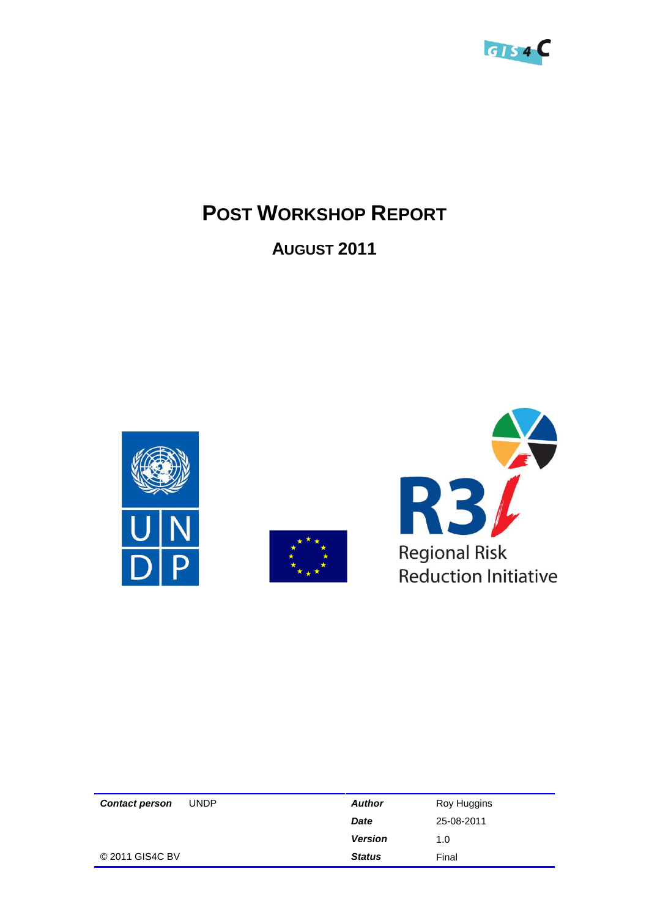# POST WORKSHOP REPORT

## AUGUST 2011

Regional Risk Reduction Initiative

| Contact person | UNDP | Author | Roy Huggins |
|---|---|---|---|
| | | Date | 25-08-2011 |
| | | Version | 1.0 |
| © 2011 GIS4C BV | | Status | Final |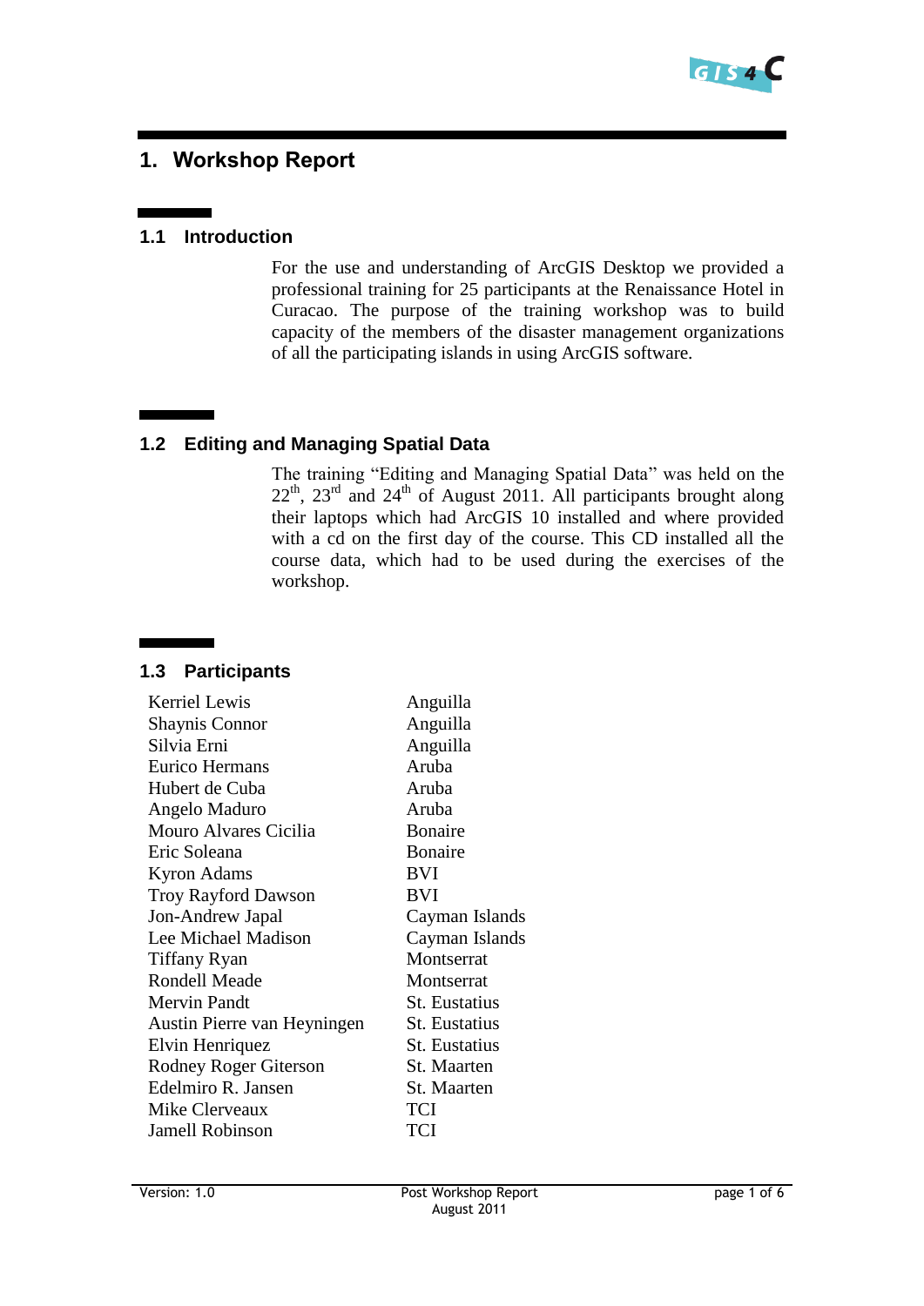# 1. Workshop Report

## 1.1 Introduction

For the use and understanding of ArcGIS Desktop we provided a professional training for 25 participants at the Renaissance Hotel in Curacao. The purpose of the training workshop was to build capacity of the members of the disaster management organizations of all the participating islands in using ArcGIS software.

## 1.2 Editing and Managing Spatial Data

The training "Editing and Managing Spatial Data" was held on the 22nd, 23rd and 24th of August 2011. All participants brought along their laptops which had ArcGIS 10 installed and where provided with a cd on the first day of the course. This CD installed all the course data, which had to be used during the exercises of the workshop.

## 1.3 Participants

| | |
|---|---|
| Kerriel Lewis | Anguilla |
| Shaynis Connor | Anguilla |
| Silvia Erni | Anguilla |
| Eurico Hermans | Aruba |
| Hubert de Cuba | Aruba |
| Angelo Maduro | Aruba |
| Mouro Alvares Cicilia | Bonaire |
| Eric Soleana | Bonaire |
| Kyron Adams | BVI |
| Troy Rayford Dawson | BVI |
| Jon-Andrew Japal | Cayman Islands |
| Lee Michael Madison | Cayman Islands |
| Tiffany Ryan | Montserrat |
| Rondell Meade | Montserrat |
| Mervin Pandt | St. Eustatius |
| Austin Pierre van Heyningen | St. Eustatius |
| Elvin Henriquez | St. Eustatius |
| Rodney Roger Giterson | St. Maarten |
| Edelmiro R. Jansen | St. Maarten |
| Mike Clerveaux | TCI |
| Jamell Robinson | TCI |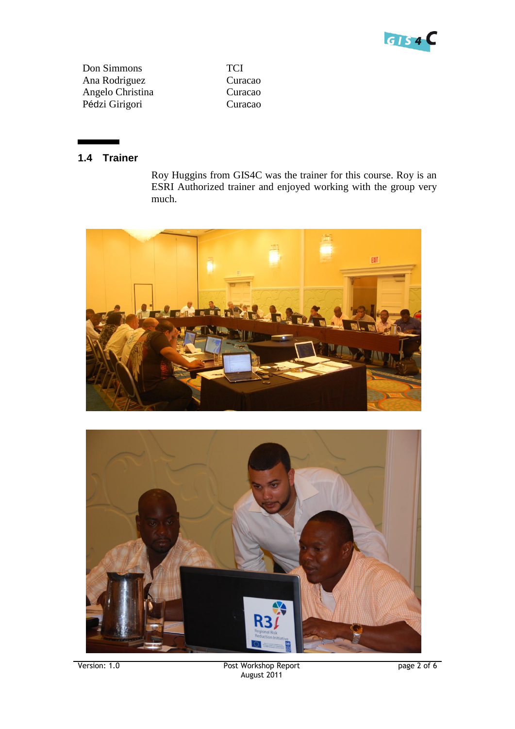| | |
|---|---|
| Don Simmons | TCI |
| Ana Rodriguez | Curacao |
| Angelo Christina | Curacao |
| Pédzi Girigori | Curacao |

## 1.4 Trainer

Roy Huggins from GIS4C was the trainer for this course. Roy is an ESRI Authorized trainer and enjoyed working with the group very much.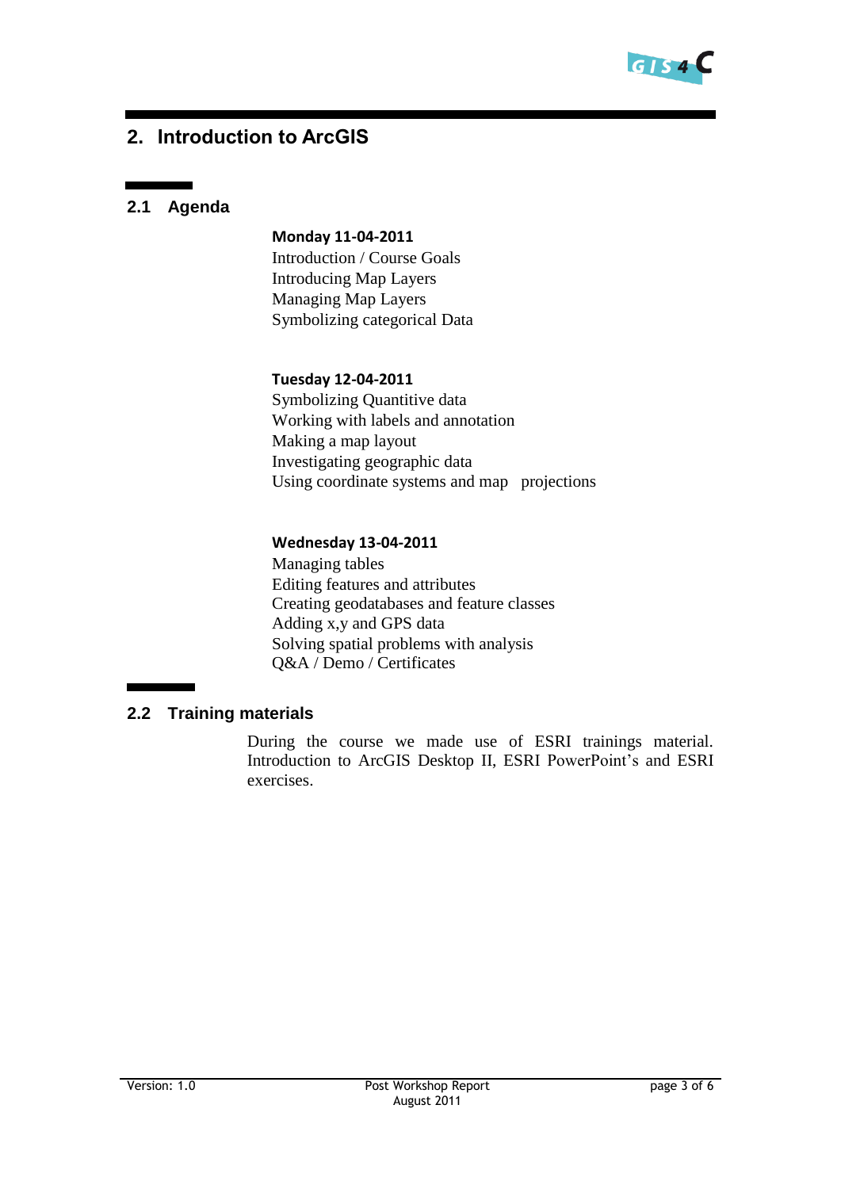## 2. Introduction to ArcGIS

### 2.1 Agenda

**Monday 11-04-2011**

Introduction / Course Goals
Introducing Map Layers
Managing Map Layers
Symbolizing categorical Data

**Tuesday 12-04-2011**

Symbolizing Quantitive data
Working with labels and annotation
Making a map layout
Investigating geographic data
Using coordinate systems and map projections

**Wednesday 13-04-2011**

Managing tables
Editing features and attributes
Creating geodatabases and feature classes
Adding x,y and GPS data
Solving spatial problems with analysis
Q&A / Demo / Certificates

### 2.2 Training materials

During the course we made use of ESRI trainings material. Introduction to ArcGIS Desktop II, ESRI PowerPoint's and ESRI exercises.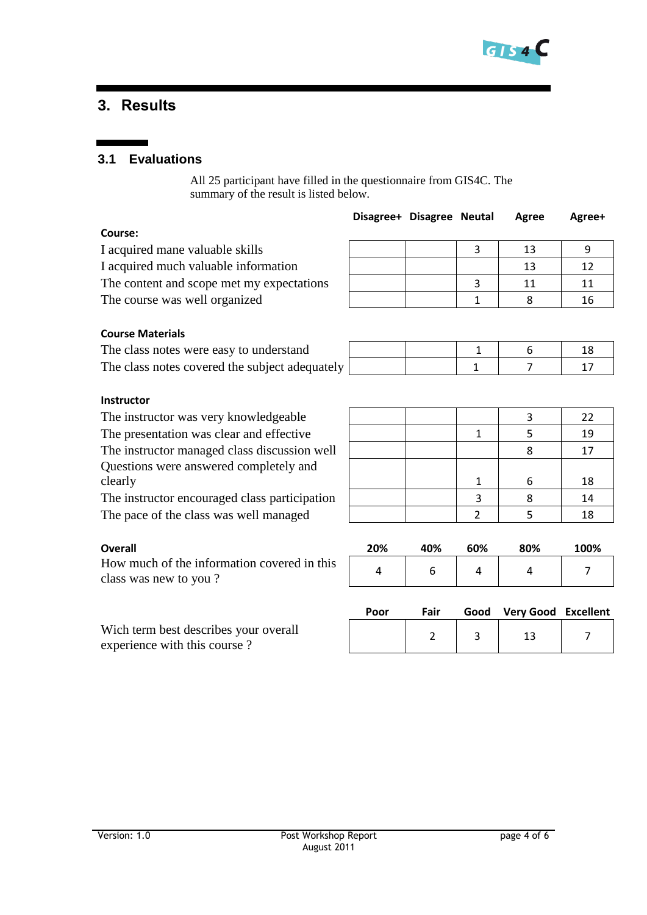## 3. Results

### 3.1 Evaluations

All 25 participant have filled in the questionnaire from GIS4C. The summary of the result is listed below.

| | Disagree+ | Disagree | Neutal | Agree | Agree+ |
|---|---|---|---|---|---|
| **Course:** | | | | | |
| I acquired mane valuable skills | | | 3 | 13 | 9 |
| I acquired much valuable information | | | | 13 | 12 |
| The content and scope met my expectations | | | 3 | 11 | 11 |
| The course was well organized | | | 1 | 8 | 16 |
| **Course Materials** | | | | | |
| The class notes were easy to understand | | | 1 | 6 | 18 |
| The class notes covered the subject adequately | | | 1 | 7 | 17 |
| **Instructor** | | | | | |
| The instructor was very knowledgeable | | | | 3 | 22 |
| The presentation was clear and effective | | | 1 | 5 | 19 |
| The instructor managed class discussion well | | | | 8 | 17 |
| Questions were answered completely and clearly | | | 1 | 6 | 18 |
| The instructor encouraged class participation | | | 3 | 8 | 14 |
| The pace of the class was well managed | | | 2 | 5 | 18 |

| **Overall** | 20% | 40% | 60% | 80% | 100% |
|---|---|---|---|---|---|
| How much of the information covered in this class was new to you ? | 4 | 6 | 4 | 4 | 7 |

| | Poor | Fair | Good | Very Good | Excellent |
|---|---|---|---|---|---|
| Wich term best describes your overall experience with this course ? | | 2 | 3 | 13 | 7 |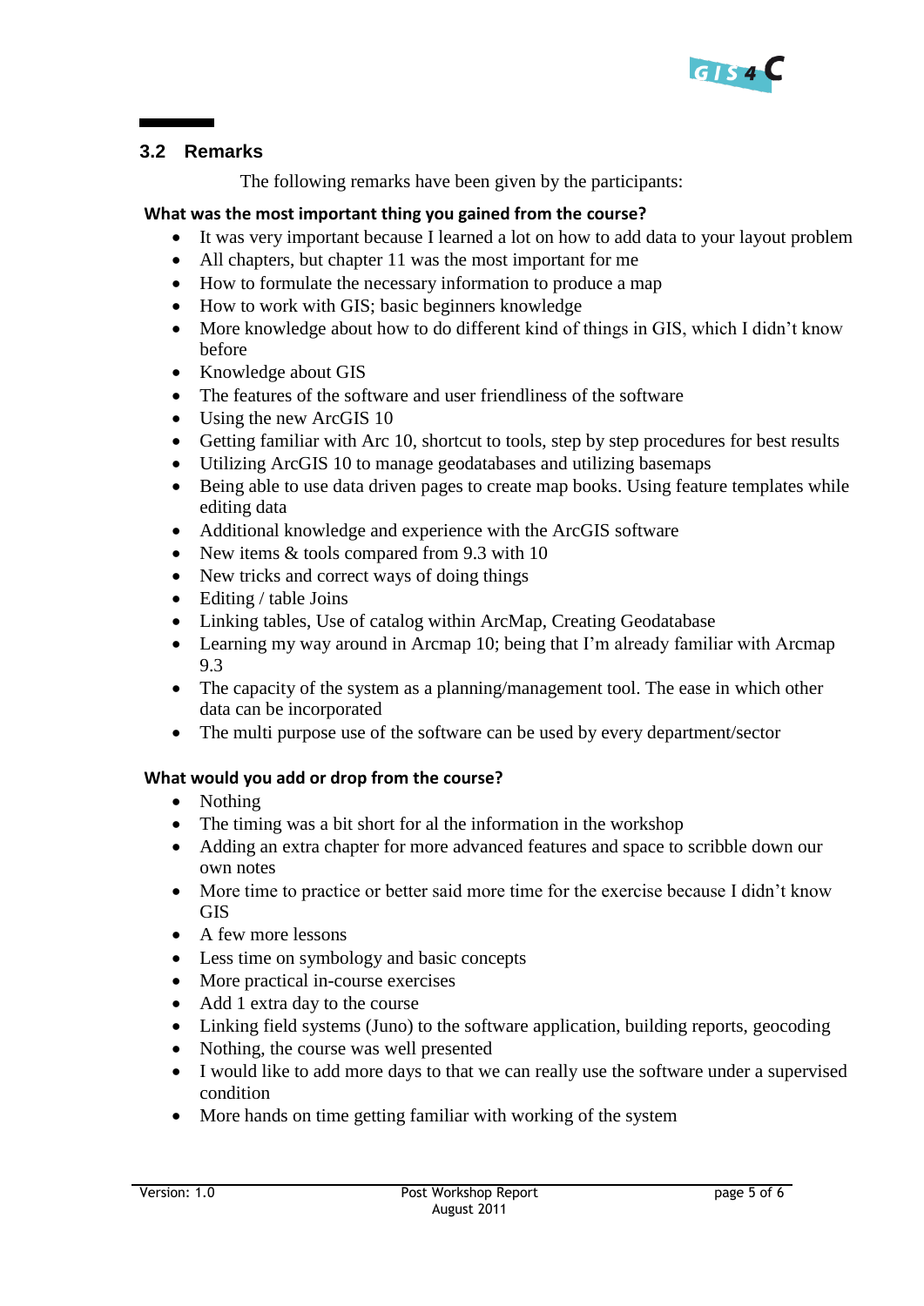## 3.2 Remarks

The following remarks have been given by the participants:

**What was the most important thing you gained from the course?**

- It was very important because I learned a lot on how to add data to your layout problem
- All chapters, but chapter 11 was the most important for me
- How to formulate the necessary information to produce a map
- How to work with GIS; basic beginners knowledge
- More knowledge about how to do different kind of things in GIS, which I didn't know before
- Knowledge about GIS
- The features of the software and user friendliness of the software
- Using the new ArcGIS 10
- Getting familiar with Arc 10, shortcut to tools, step by step procedures for best results
- Utilizing ArcGIS 10 to manage geodatabases and utilizing basemaps
- Being able to use data driven pages to create map books. Using feature templates while editing data
- Additional knowledge and experience with the ArcGIS software
- New items & tools compared from 9.3 with 10
- New tricks and correct ways of doing things
- Editing / table Joins
- Linking tables, Use of catalog within ArcMap, Creating Geodatabase
- Learning my way around in Arcmap 10; being that I'm already familiar with Arcmap 9.3
- The capacity of the system as a planning/management tool. The ease in which other data can be incorporated
- The multi purpose use of the software can be used by every department/sector

**What would you add or drop from the course?**

- Nothing
- The timing was a bit short for al the information in the workshop
- Adding an extra chapter for more advanced features and space to scribble down our own notes
- More time to practice or better said more time for the exercise because I didn't know GIS
- A few more lessons
- Less time on symbology and basic concepts
- More practical in-course exercises
- Add 1 extra day to the course
- Linking field systems (Juno) to the software application, building reports, geocoding
- Nothing, the course was well presented
- I would like to add more days to that we can really use the software under a supervised condition
- More hands on time getting familiar with working of the system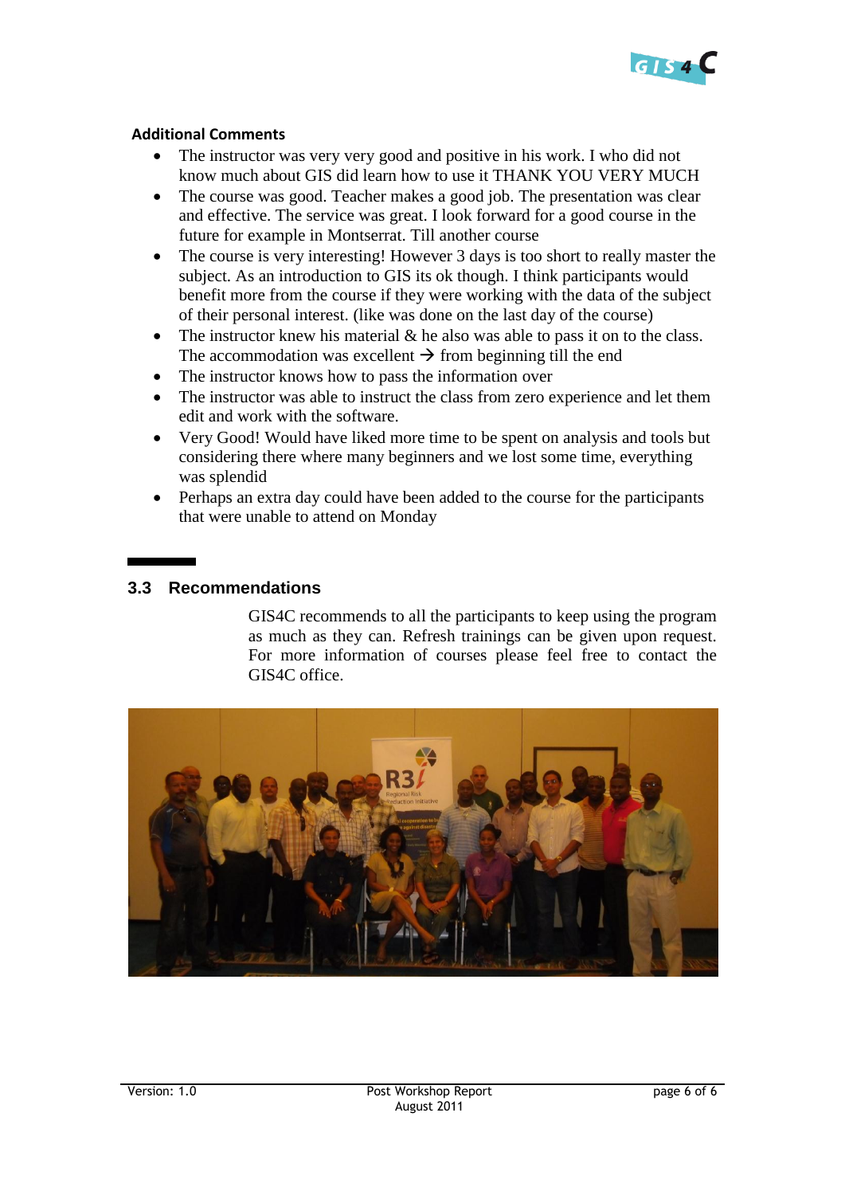**Additional Comments**

- The instructor was very very good and positive in his work. I who did not know much about GIS did learn how to use it THANK YOU VERY MUCH
- The course was good. Teacher makes a good job. The presentation was clear and effective. The service was great. I look forward for a good course in the future for example in Montserrat. Till another course
- The course is very interesting! However 3 days is too short to really master the subject. As an introduction to GIS its ok though. I think participants would benefit more from the course if they were working with the data of the subject of their personal interest. (like was done on the last day of the course)
- The instructor knew his material & he also was able to pass it on to the class. The accommodation was excellent → from beginning till the end
- The instructor knows how to pass the information over
- The instructor was able to instruct the class from zero experience and let them edit and work with the software.
- Very Good! Would have liked more time to be spent on analysis and tools but considering there where many beginners and we lost some time, everything was splendid
- Perhaps an extra day could have been added to the course for the participants that were unable to attend on Monday

## 3.3 Recommendations

GIS4C recommends to all the participants to keep using the program as much as they can. Refresh trainings can be given upon request. For more information of courses please feel free to contact the GIS4C office.